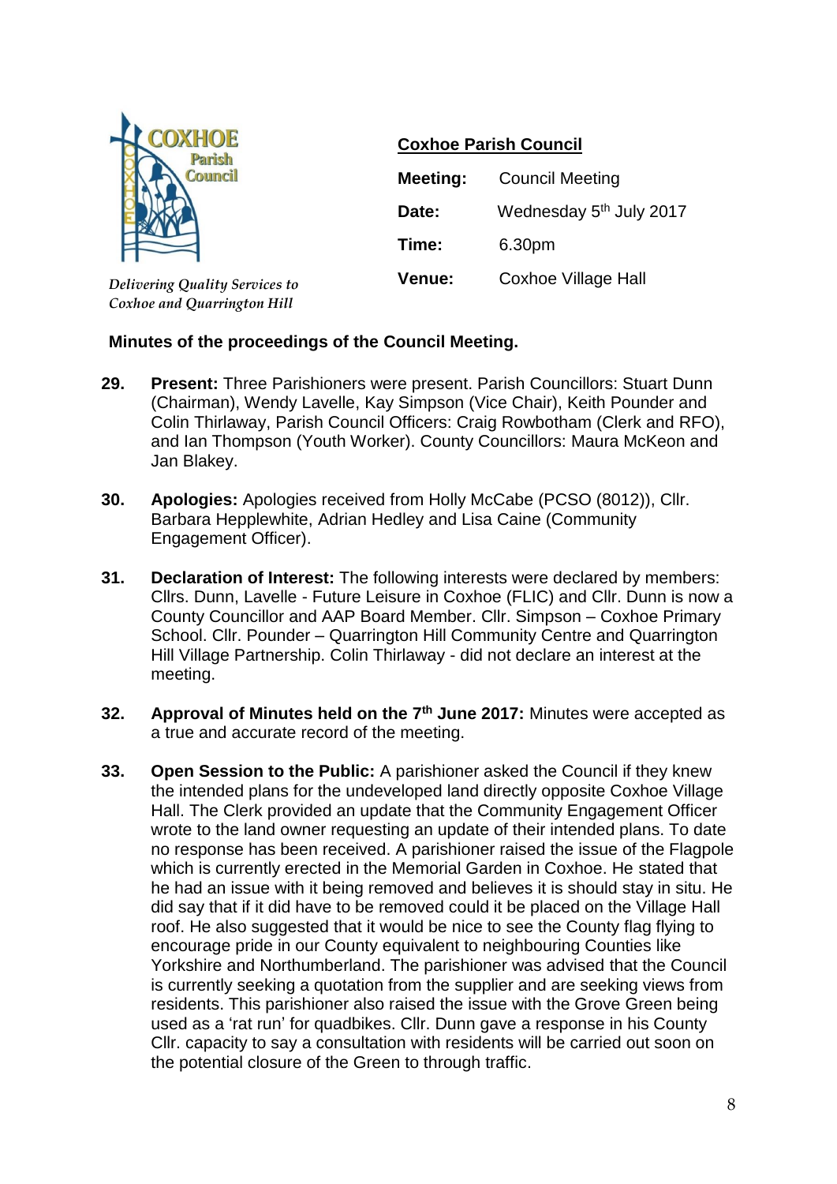COXHOE Parish Council

*Delivering Quality Services to Coxhoe and Quarrington Hill*

**Coxhoe Parish Council**

| | |
|---|---|
| **Meeting:** | Council Meeting |
| **Date:** | Wednesday 5th July 2017 |
| **Time:** | 6.30pm |
| **Venue:** | Coxhoe Village Hall |

**Minutes of the proceedings of the Council Meeting.**

**29.** **Present:** Three Parishioners were present. Parish Councillors: Stuart Dunn (Chairman), Wendy Lavelle, Kay Simpson (Vice Chair), Keith Pounder and Colin Thirlaway, Parish Council Officers: Craig Rowbotham (Clerk and RFO), and Ian Thompson (Youth Worker). County Councillors: Maura McKeon and Jan Blakey.

**30.** **Apologies:** Apologies received from Holly McCabe (PCSO (8012)), Cllr. Barbara Hepplewhite, Adrian Hedley and Lisa Caine (Community Engagement Officer).

**31.** **Declaration of Interest:** The following interests were declared by members: Cllrs. Dunn, Lavelle - Future Leisure in Coxhoe (FLIC) and Cllr. Dunn is now a County Councillor and AAP Board Member. Cllr. Simpson – Coxhoe Primary School. Cllr. Pounder – Quarrington Hill Community Centre and Quarrington Hill Village Partnership. Colin Thirlaway - did not declare an interest at the meeting.

**32.** **Approval of Minutes held on the 7th June 2017:** Minutes were accepted as a true and accurate record of the meeting.

**33.** **Open Session to the Public:** A parishioner asked the Council if they knew the intended plans for the undeveloped land directly opposite Coxhoe Village Hall. The Clerk provided an update that the Community Engagement Officer wrote to the land owner requesting an update of their intended plans. To date no response has been received. A parishioner raised the issue of the Flagpole which is currently erected in the Memorial Garden in Coxhoe. He stated that he had an issue with it being removed and believes it is should stay in situ. He did say that if it did have to be removed could it be placed on the Village Hall roof. He also suggested that it would be nice to see the County flag flying to encourage pride in our County equivalent to neighbouring Counties like Yorkshire and Northumberland. The parishioner was advised that the Council is currently seeking a quotation from the supplier and are seeking views from residents. This parishioner also raised the issue with the Grove Green being used as a 'rat run' for quadbikes. Cllr. Dunn gave a response in his County Cllr. capacity to say a consultation with residents will be carried out soon on the potential closure of the Green to through traffic.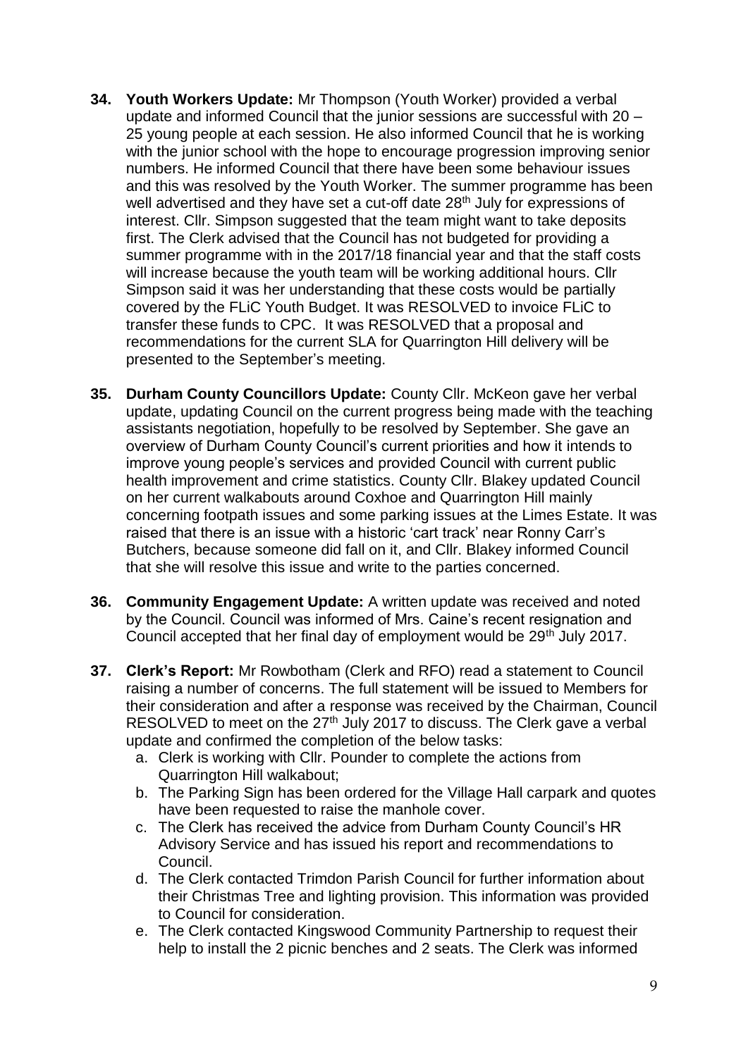**34. Youth Workers Update:** Mr Thompson (Youth Worker) provided a verbal update and informed Council that the junior sessions are successful with 20 – 25 young people at each session. He also informed Council that he is working with the junior school with the hope to encourage progression improving senior numbers. He informed Council that there have been some behaviour issues and this was resolved by the Youth Worker. The summer programme has been well advertised and they have set a cut-off date 28th July for expressions of interest. Cllr. Simpson suggested that the team might want to take deposits first. The Clerk advised that the Council has not budgeted for providing a summer programme with in the 2017/18 financial year and that the staff costs will increase because the youth team will be working additional hours. Cllr Simpson said it was her understanding that these costs would be partially covered by the FLiC Youth Budget. It was RESOLVED to invoice FLiC to transfer these funds to CPC. It was RESOLVED that a proposal and recommendations for the current SLA for Quarrington Hill delivery will be presented to the September's meeting.

**35. Durham County Councillors Update:** County Cllr. McKeon gave her verbal update, updating Council on the current progress being made with the teaching assistants negotiation, hopefully to be resolved by September. She gave an overview of Durham County Council's current priorities and how it intends to improve young people's services and provided Council with current public health improvement and crime statistics. County Cllr. Blakey updated Council on her current walkabouts around Coxhoe and Quarrington Hill mainly concerning footpath issues and some parking issues at the Limes Estate. It was raised that there is an issue with a historic 'cart track' near Ronny Carr's Butchers, because someone did fall on it, and Cllr. Blakey informed Council that she will resolve this issue and write to the parties concerned.

**36. Community Engagement Update:** A written update was received and noted by the Council. Council was informed of Mrs. Caine's recent resignation and Council accepted that her final day of employment would be 29th July 2017.

**37. Clerk's Report:** Mr Rowbotham (Clerk and RFO) read a statement to Council raising a number of concerns. The full statement will be issued to Members for their consideration and after a response was received by the Chairman, Council RESOLVED to meet on the 27th July 2017 to discuss. The Clerk gave a verbal update and confirmed the completion of the below tasks:

a. Clerk is working with Cllr. Pounder to complete the actions from Quarrington Hill walkabout;
b. The Parking Sign has been ordered for the Village Hall carpark and quotes have been requested to raise the manhole cover.
c. The Clerk has received the advice from Durham County Council's HR Advisory Service and has issued his report and recommendations to Council.
d. The Clerk contacted Trimdon Parish Council for further information about their Christmas Tree and lighting provision. This information was provided to Council for consideration.
e. The Clerk contacted Kingswood Community Partnership to request their help to install the 2 picnic benches and 2 seats. The Clerk was informed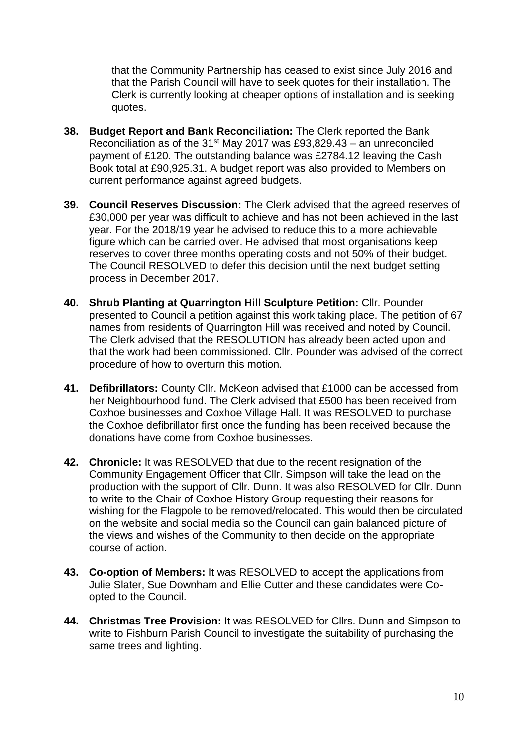that the Community Partnership has ceased to exist since July 2016 and that the Parish Council will have to seek quotes for their installation. The Clerk is currently looking at cheaper options of installation and is seeking quotes.

38. **Budget Report and Bank Reconciliation:** The Clerk reported the Bank Reconciliation as of the 31st May 2017 was £93,829.43 – an unreconciled payment of £120. The outstanding balance was £2784.12 leaving the Cash Book total at £90,925.31. A budget report was also provided to Members on current performance against agreed budgets.

39. **Council Reserves Discussion:** The Clerk advised that the agreed reserves of £30,000 per year was difficult to achieve and has not been achieved in the last year. For the 2018/19 year he advised to reduce this to a more achievable figure which can be carried over. He advised that most organisations keep reserves to cover three months operating costs and not 50% of their budget. The Council RESOLVED to defer this decision until the next budget setting process in December 2017.

40. **Shrub Planting at Quarrington Hill Sculpture Petition:** Cllr. Pounder presented to Council a petition against this work taking place. The petition of 67 names from residents of Quarrington Hill was received and noted by Council. The Clerk advised that the RESOLUTION has already been acted upon and that the work had been commissioned. Cllr. Pounder was advised of the correct procedure of how to overturn this motion.

41. **Defibrillators:** County Cllr. McKeon advised that £1000 can be accessed from her Neighbourhood fund. The Clerk advised that £500 has been received from Coxhoe businesses and Coxhoe Village Hall. It was RESOLVED to purchase the Coxhoe defibrillator first once the funding has been received because the donations have come from Coxhoe businesses.

42. **Chronicle:** It was RESOLVED that due to the recent resignation of the Community Engagement Officer that Cllr. Simpson will take the lead on the production with the support of Cllr. Dunn. It was also RESOLVED for Cllr. Dunn to write to the Chair of Coxhoe History Group requesting their reasons for wishing for the Flagpole to be removed/relocated. This would then be circulated on the website and social media so the Council can gain balanced picture of the views and wishes of the Community to then decide on the appropriate course of action.

43. **Co-option of Members:** It was RESOLVED to accept the applications from Julie Slater, Sue Downham and Ellie Cutter and these candidates were Co-opted to the Council.

44. **Christmas Tree Provision:** It was RESOLVED for Cllrs. Dunn and Simpson to write to Fishburn Parish Council to investigate the suitability of purchasing the same trees and lighting.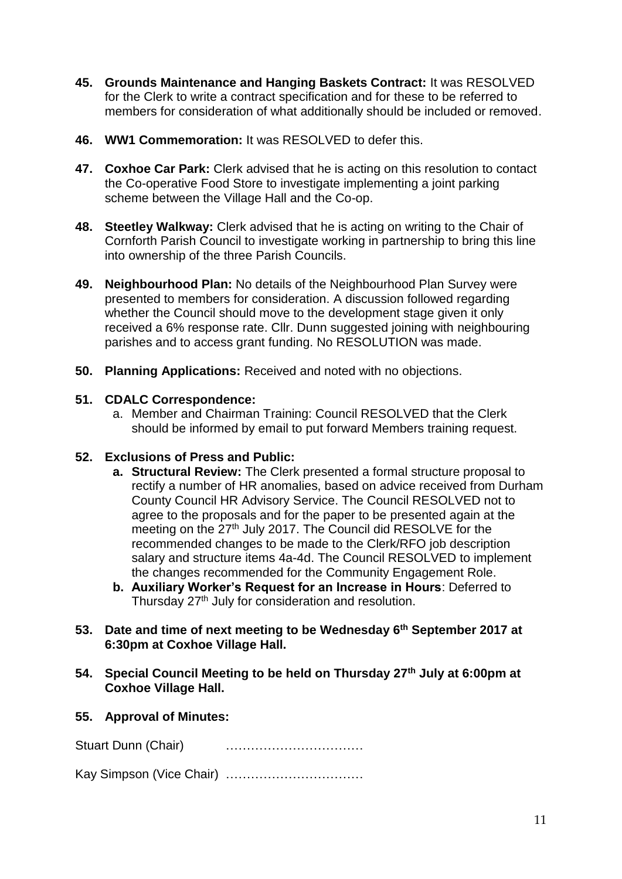**45. Grounds Maintenance and Hanging Baskets Contract:** It was RESOLVED for the Clerk to write a contract specification and for these to be referred to members for consideration of what additionally should be included or removed.

**46. WW1 Commemoration:** It was RESOLVED to defer this.

**47. Coxhoe Car Park:** Clerk advised that he is acting on this resolution to contact the Co-operative Food Store to investigate implementing a joint parking scheme between the Village Hall and the Co-op.

**48. Steetley Walkway:** Clerk advised that he is acting on writing to the Chair of Cornforth Parish Council to investigate working in partnership to bring this line into ownership of the three Parish Councils.

**49. Neighbourhood Plan:** No details of the Neighbourhood Plan Survey were presented to members for consideration. A discussion followed regarding whether the Council should move to the development stage given it only received a 6% response rate. Cllr. Dunn suggested joining with neighbouring parishes and to access grant funding. No RESOLUTION was made.

**50. Planning Applications:** Received and noted with no objections.

**51. CDALC Correspondence:**

a. Member and Chairman Training: Council RESOLVED that the Clerk should be informed by email to put forward Members training request.

**52. Exclusions of Press and Public:**

**a. Structural Review:** The Clerk presented a formal structure proposal to rectify a number of HR anomalies, based on advice received from Durham County Council HR Advisory Service. The Council RESOLVED not to agree to the proposals and for the paper to be presented again at the meeting on the 27th July 2017. The Council did RESOLVE for the recommended changes to be made to the Clerk/RFO job description salary and structure items 4a-4d. The Council RESOLVED to implement the changes recommended for the Community Engagement Role.

**b. Auxiliary Worker's Request for an Increase in Hours**: Deferred to Thursday 27th July for consideration and resolution.

**53. Date and time of next meeting to be Wednesday 6th September 2017 at 6:30pm at Coxhoe Village Hall.**

**54. Special Council Meeting to be held on Thursday 27th July at 6:00pm at Coxhoe Village Hall.**

**55. Approval of Minutes:**

Stuart Dunn (Chair) ……………………………

Kay Simpson (Vice Chair) ……………………………